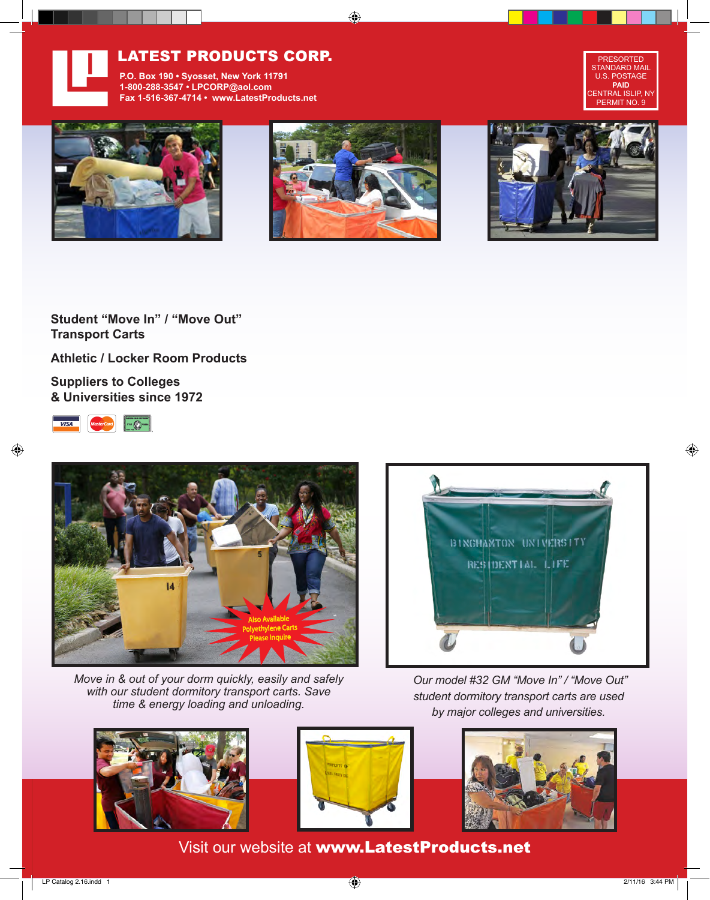# LATEST PRODUCTS CORP.

P.O. Box 190 • Syosset, New York 11791
1-800-288-3547 • LPCORP@aol.com
Fax 1-516-367-4714 • www.LatestProducts.net

PRESORTED
STANDARD MAIL
U.S. POSTAGE
**PAID**
CENTRAL ISLIP, NY
PERMIT NO. 9

**Student "Move In" / "Move Out" Transport Carts**

**Athletic / Locker Room Products**

**Suppliers to Colleges & Universities since 1972**

Also Available Polyethylene Carts Please Inquire

*Move in & out of your dorm quickly, easily and safely with our student dormitory transport carts. Save time & energy loading and unloading.*

*Our model #32 GM "Move In" / "Move Out" student dormitory transport carts are used by major colleges and universities.*

Visit our website at **www.LatestProducts.net**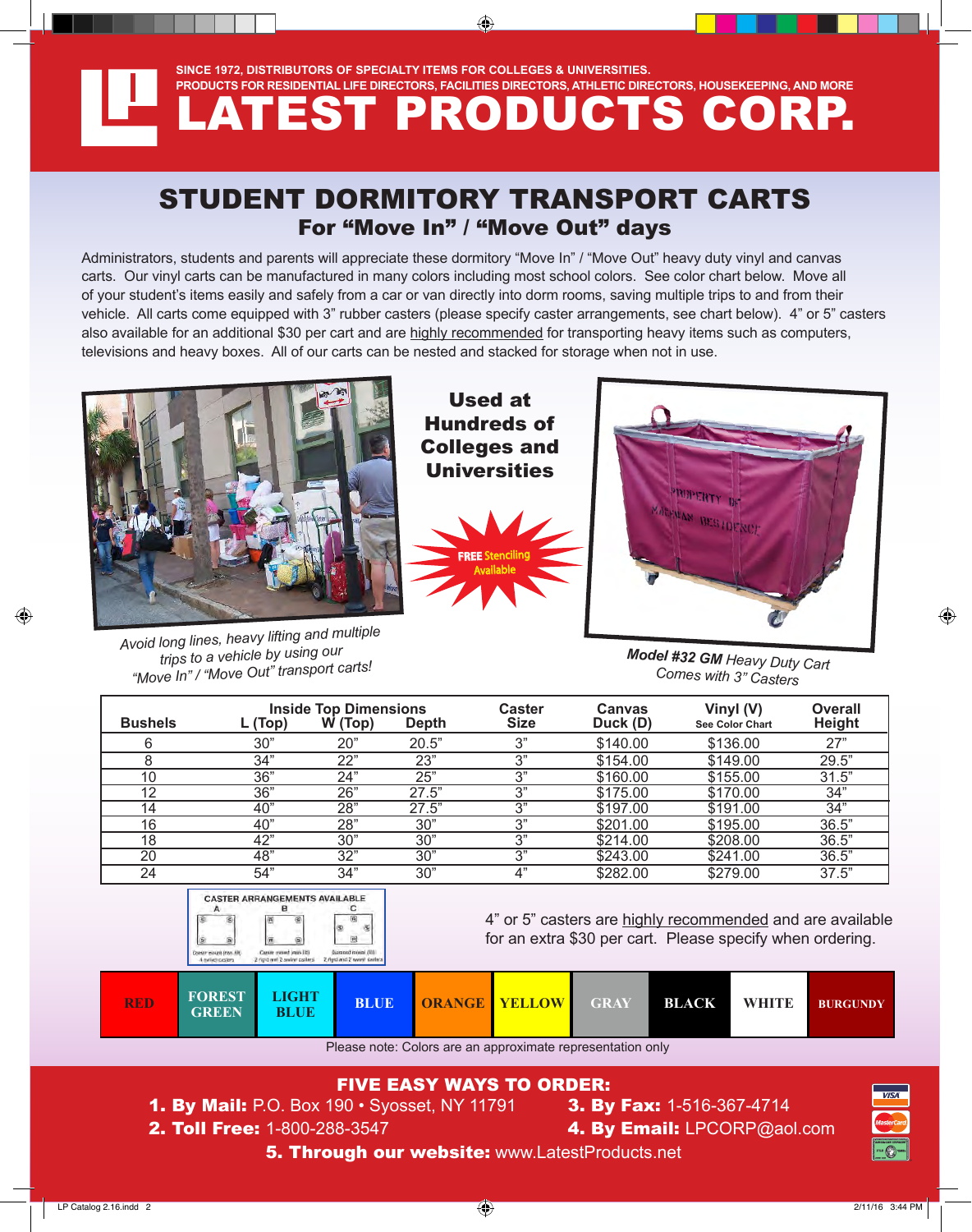SINCE 1972, DISTRIBUTORS OF SPECIALTY ITEMS FOR COLLEGES & UNIVERSITIES.
PRODUCTS FOR RESIDENTIAL LIFE DIRECTORS, FACILITIES DIRECTORS, ATHLETIC DIRECTORS, HOUSEKEEPING, AND MORE

# LATEST PRODUCTS CORP.

## STUDENT DORMITORY TRANSPORT CARTS

### For "Move In" / "Move Out" days

Administrators, students and parents will appreciate these dormitory "Move In" / "Move Out" heavy duty vinyl and canvas carts. Our vinyl carts can be manufactured in many colors including most school colors. See color chart below. Move all of your student's items easily and safely from a car or van directly into dorm rooms, saving multiple trips to and from their vehicle. All carts come equipped with 3" rubber casters (please specify caster arrangements, see chart below). 4" or 5" casters also available for an additional $30 per cart and are highly recommended for transporting heavy items such as computers, televisions and heavy boxes. All of our carts can be nested and stacked for storage when not in use.

**Used at Hundreds of Colleges and Universities**

**FREE Stenciling Available**

*Avoid long lines, heavy lifting and multiple trips to a vehicle by using our "Move In" / "Move Out" transport carts!*

***Model #32 GM** Heavy Duty Cart Comes with 3" Casters*

| Bushels | Inside Top Dimensions L (Top) | W (Top) | Depth | Caster Size | Canvas Duck (D) | Vinyl (V) See Color Chart | Overall Height |
|---|---|---|---|---|---|---|---|
| 6 | 30" | 20" | 20.5" | 3" | $140.00 | $136.00 | 27" |
| 8 | 34" | 22" | 23" | 3" | $154.00 | $149.00 | 29.5" |
| 10 | 36" | 24" | 25" | 3" | $160.00 | $155.00 | 31.5" |
| 12 | 36" | 26" | 27.5" | 3" | $175.00 | $170.00 | 34" |
| 14 | 40" | 28" | 27.5" | 3" | $197.00 | $191.00 | 34" |
| 16 | 40" | 28" | 30" | 3" | $201.00 | $195.00 | 36.5" |
| 18 | 42" | 30" | 30" | 3" | $214.00 | $208.00 | 36.5" |
| 20 | 48" | 32" | 30" | 3" | $243.00 | $241.00 | 36.5" |
| 24 | 54" | 34" | 30" | 4" | $282.00 | $279.00 | 37.5" |

CASTER ARRANGEMENTS AVAILABLE

A: Caster mount (non-lift) 4 swivel casters
B: Caster mount (non-lift) 2 rigid and 2 swivel casters
C: Diamond mount (lift) 2 rigid and 2 swivel casters

4" or 5" casters are highly recommended and are available for an extra $30 per cart. Please specify when ordering.

| RED | FOREST GREEN | LIGHT BLUE | BLUE | ORANGE | YELLOW | GRAY | BLACK | WHITE | BURGUNDY |
|---|---|---|---|---|---|---|---|---|---|

Please note: Colors are an approximate representation only

**FIVE EASY WAYS TO ORDER:**

1. **By Mail:** P.O. Box 190 • Syosset, NY 11791
2. **Toll Free:** 1-800-288-3547
3. **By Fax:** 1-516-367-4714
4. **By Email:** LPCORP@aol.com
5. **Through our website:** www.LatestProducts.net